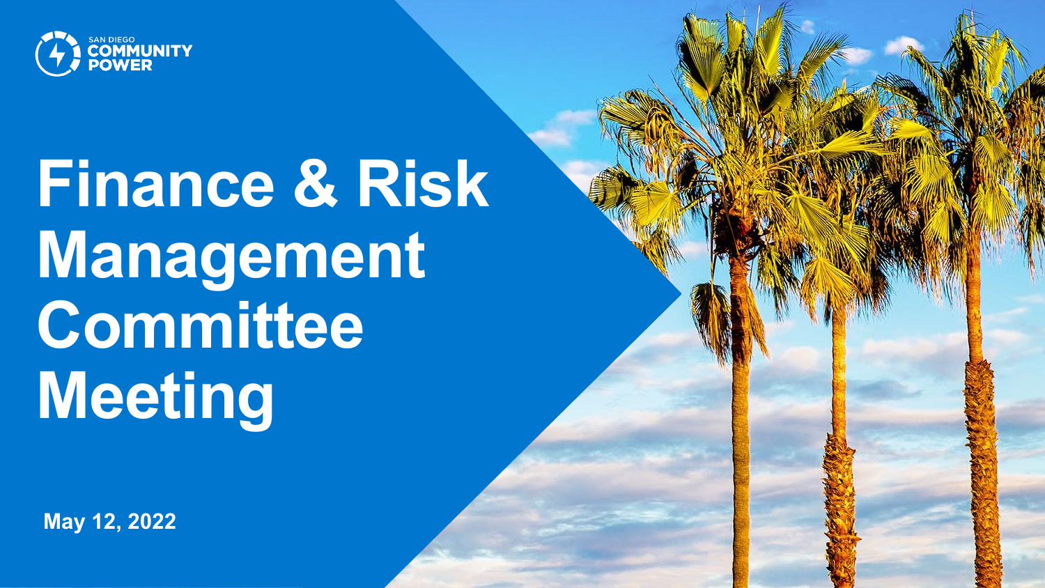SAN DIEGO COMMUNITY POWER

# Finance & Risk Management Committee Meeting

**May 12, 2022**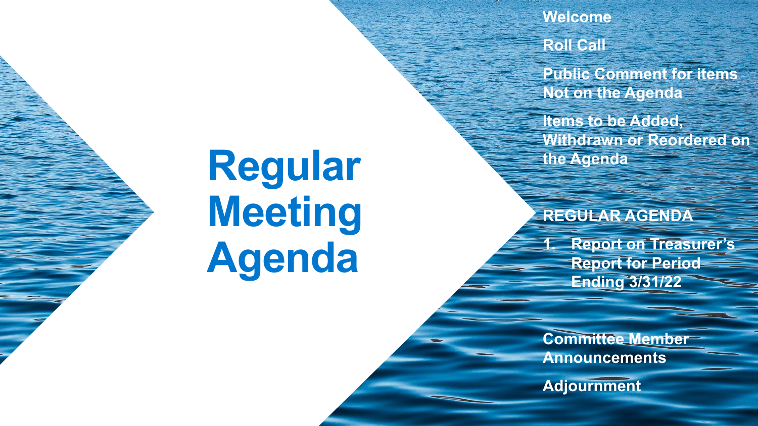# Regular Meeting Agenda

Welcome

Roll Call

Public Comment for items Not on the Agenda

Items to be Added, Withdrawn or Reordered on the Agenda

## REGULAR AGENDA

1. Report on Treasurer's Report for Period Ending 3/31/22

Committee Member Announcements

Adjournment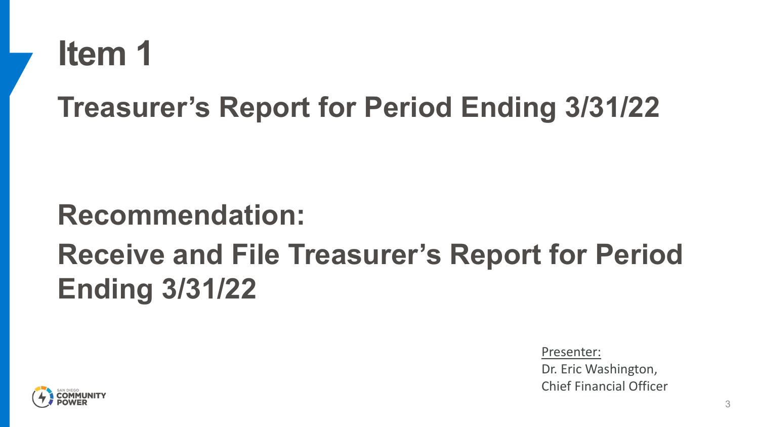# Item 1

## Treasurer's Report for Period Ending 3/31/22

## Recommendation:

## Receive and File Treasurer's Report for Period Ending 3/31/22

Presenter:
Dr. Eric Washington,
Chief Financial Officer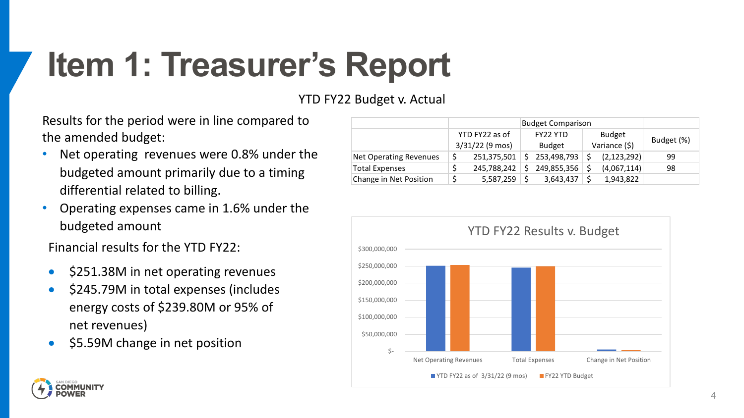# Item 1: Treasurer's Report

Results for the period were in line compared to the amended budget:

- Net operating revenues were 0.8% under the budgeted amount primarily due to a timing differential related to billing.
- Operating expenses came in 1.6% under the budgeted amount

Financial results for the YTD FY22:

- $251.38M in net operating revenues
- $245.79M in total expenses (includes energy costs of $239.80M or 95% of net revenues)
- $5.59M change in net position

YTD FY22 Budget v. Actual

| | | Budget Comparison | | |
|---|---|---|---|---|
| | YTD FY22 as of 3/31/22 (9 mos) | FY22 YTD Budget | Budget Variance ($) | Budget (%) |
| Net Operating Revenues | $ 251,375,501 | $ 253,498,793 | $ (2,123,292) | 99 |
| Total Expenses | $ 245,788,242 | $ 249,855,356 | $ (4,067,114) | 98 |
| Change in Net Position | $ 5,587,259 | $ 3,643,437 | $ 1,943,822 | |

YTD FY22 Results v. Budget

| | YTD FY22 as of 3/31/22 (9 mos) | FY22 YTD Budget |
|---|---|---|
| Net Operating Revenues | $251,375,501 | $253,498,793 |
| Total Expenses | $245,788,242 | $249,855,356 |
| Change in Net Position | $5,587,259 | $3,643,437 |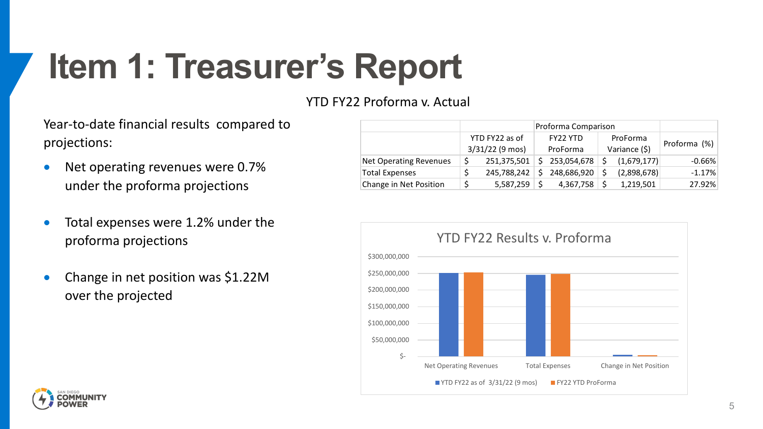# Item 1: Treasurer's Report

Year-to-date financial results compared to projections:

- Net operating revenues were 0.7% under the proforma projections
- Total expenses were 1.2% under the proforma projections
- Change in net position was $1.22M over the projected

YTD FY22 Proforma v. Actual

| | | Proforma Comparison | | |
|---|---|---|---|---|
| | YTD FY22 as of 3/31/22 (9 mos) | FY22 YTD ProForma | ProForma Variance ($) | Proforma (%) |
| Net Operating Revenues | $ 251,375,501 | $ 253,054,678 | $ (1,679,177) | -0.66% |
| Total Expenses | $ 245,788,242 | $ 248,686,920 | $ (2,898,678) | -1.17% |
| Change in Net Position | $ 5,587,259 | $ 4,367,758 | $ 1,219,501 | 27.92% |

YTD FY22 Results v. Proforma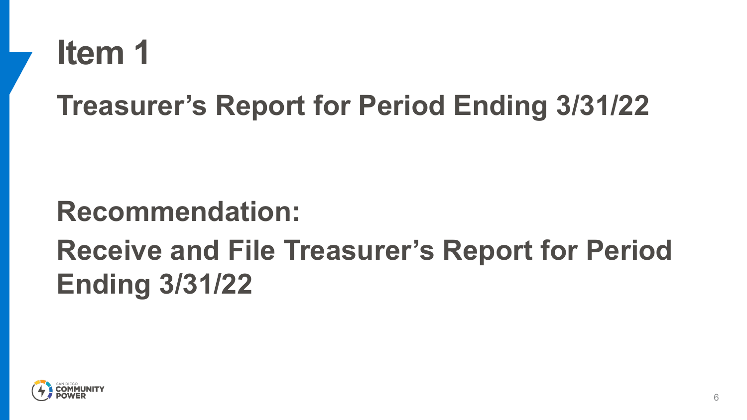# Item 1

## Treasurer's Report for Period Ending 3/31/22

**Recommendation:**

**Receive and File Treasurer's Report for Period Ending 3/31/22**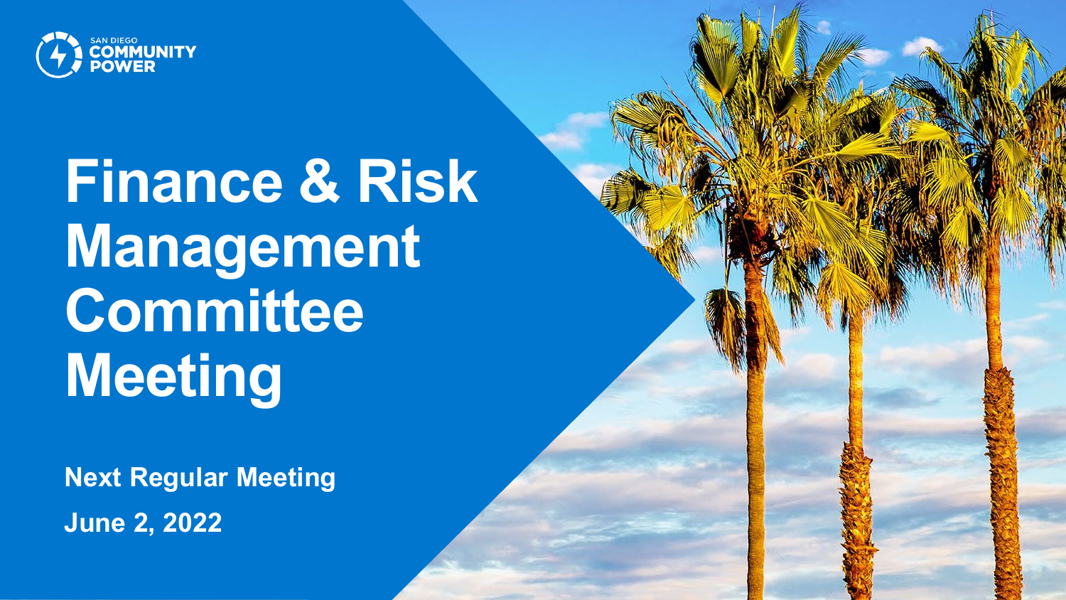SAN DIEGO COMMUNITY POWER

# Finance & Risk Management Committee Meeting

**Next Regular Meeting**

**June 2, 2022**